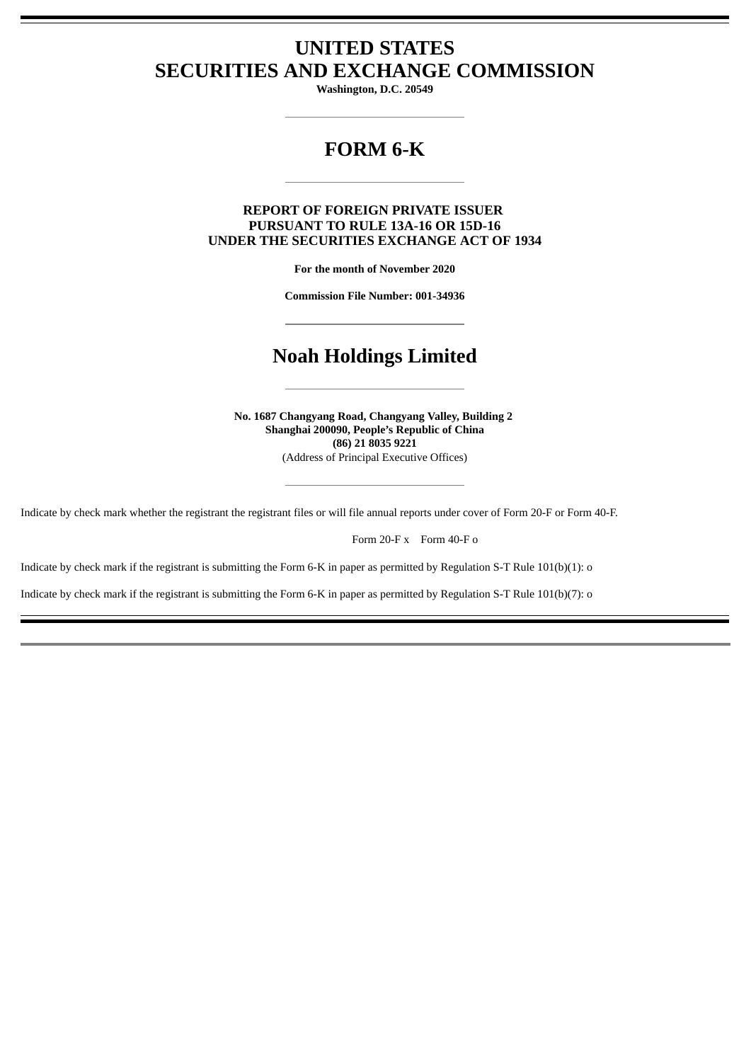# UNITED STATES
# SECURITIES AND EXCHANGE COMMISSION

**Washington, D.C. 20549**

## FORM 6-K

**REPORT OF FOREIGN PRIVATE ISSUER**
**PURSUANT TO RULE 13A-16 OR 15D-16**
**UNDER THE SECURITIES EXCHANGE ACT OF 1934**

**For the month of November 2020**

**Commission File Number: 001-34936**

## Noah Holdings Limited

**No. 1687 Changyang Road, Changyang Valley, Building 2**
**Shanghai 200090, People's Republic of China**
**(86) 21 8035 9221**
(Address of Principal Executive Offices)

Indicate by check mark whether the registrant the registrant files or will file annual reports under cover of Form 20-F or Form 40-F.

Form 20-F x    Form 40-F o

Indicate by check mark if the registrant is submitting the Form 6-K in paper as permitted by Regulation S-T Rule 101(b)(1): o

Indicate by check mark if the registrant is submitting the Form 6-K in paper as permitted by Regulation S-T Rule 101(b)(7): o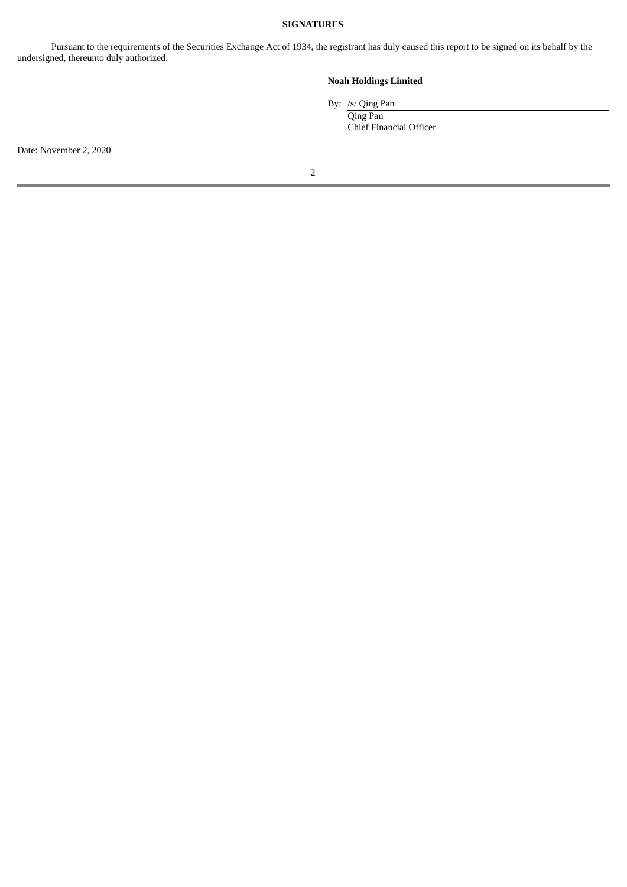**SIGNATURES**

Pursuant to the requirements of the Securities Exchange Act of 1934, the registrant has duly caused this report to be signed on its behalf by the undersigned, thereunto duly authorized.

**Noah Holdings Limited**

By: /s/ Qing Pan
Qing Pan
Chief Financial Officer

Date: November 2, 2020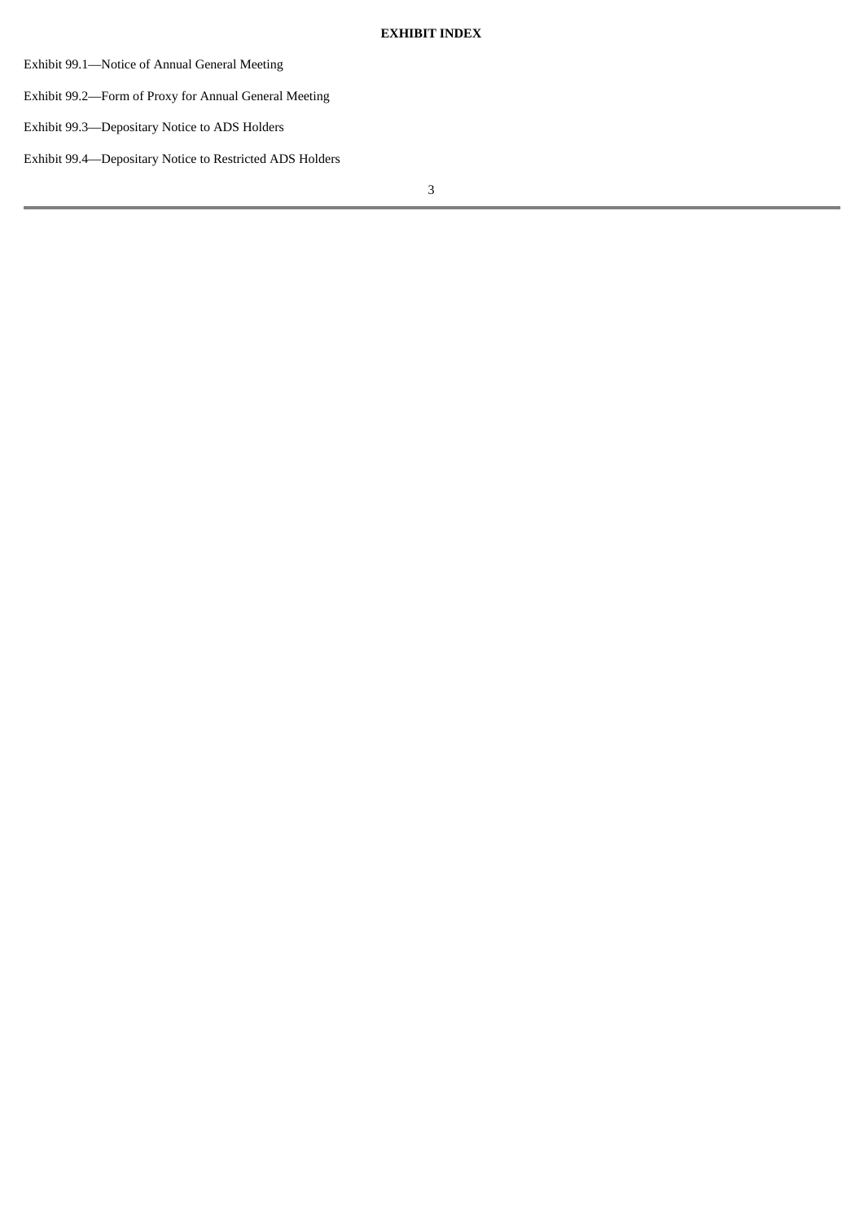**EXHIBIT INDEX**

Exhibit 99.1—Notice of Annual General Meeting

Exhibit 99.2—Form of Proxy for Annual General Meeting

Exhibit 99.3—Depositary Notice to ADS Holders

Exhibit 99.4—Depositary Notice to Restricted ADS Holders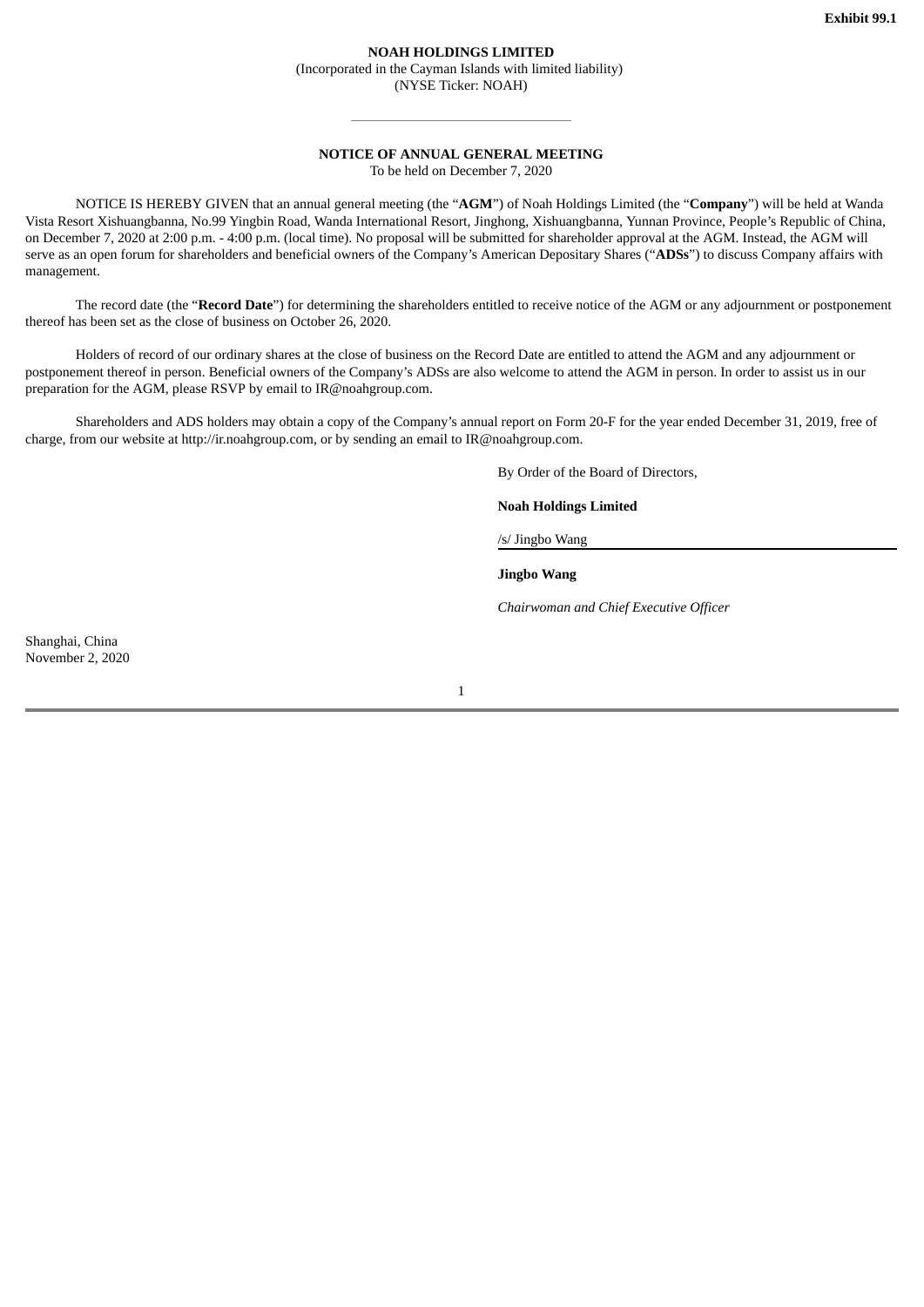**Exhibit 99.1**

**NOAH HOLDINGS LIMITED**

(Incorporated in the Cayman Islands with limited liability)

(NYSE Ticker: NOAH)

---

**NOTICE OF ANNUAL GENERAL MEETING**

To be held on December 7, 2020

NOTICE IS HEREBY GIVEN that an annual general meeting (the "**AGM**") of Noah Holdings Limited (the "**Company**") will be held at Wanda Vista Resort Xishuangbanna, No.99 Yingbin Road, Wanda International Resort, Jinghong, Xishuangbanna, Yunnan Province, People's Republic of China, on December 7, 2020 at 2:00 p.m. - 4:00 p.m. (local time). No proposal will be submitted for shareholder approval at the AGM. Instead, the AGM will serve as an open forum for shareholders and beneficial owners of the Company's American Depositary Shares ("**ADSs**") to discuss Company affairs with management.

The record date (the "**Record Date**") for determining the shareholders entitled to receive notice of the AGM or any adjournment or postponement thereof has been set as the close of business on October 26, 2020.

Holders of record of our ordinary shares at the close of business on the Record Date are entitled to attend the AGM and any adjournment or postponement thereof in person. Beneficial owners of the Company's ADSs are also welcome to attend the AGM in person. In order to assist us in our preparation for the AGM, please RSVP by email to IR@noahgroup.com.

Shareholders and ADS holders may obtain a copy of the Company's annual report on Form 20-F for the year ended December 31, 2019, free of charge, from our website at http://ir.noahgroup.com, or by sending an email to IR@noahgroup.com.

By Order of the Board of Directors,

**Noah Holdings Limited**

/s/ Jingbo Wang

**Jingbo Wang**

*Chairwoman and Chief Executive Officer*

Shanghai, China
November 2, 2020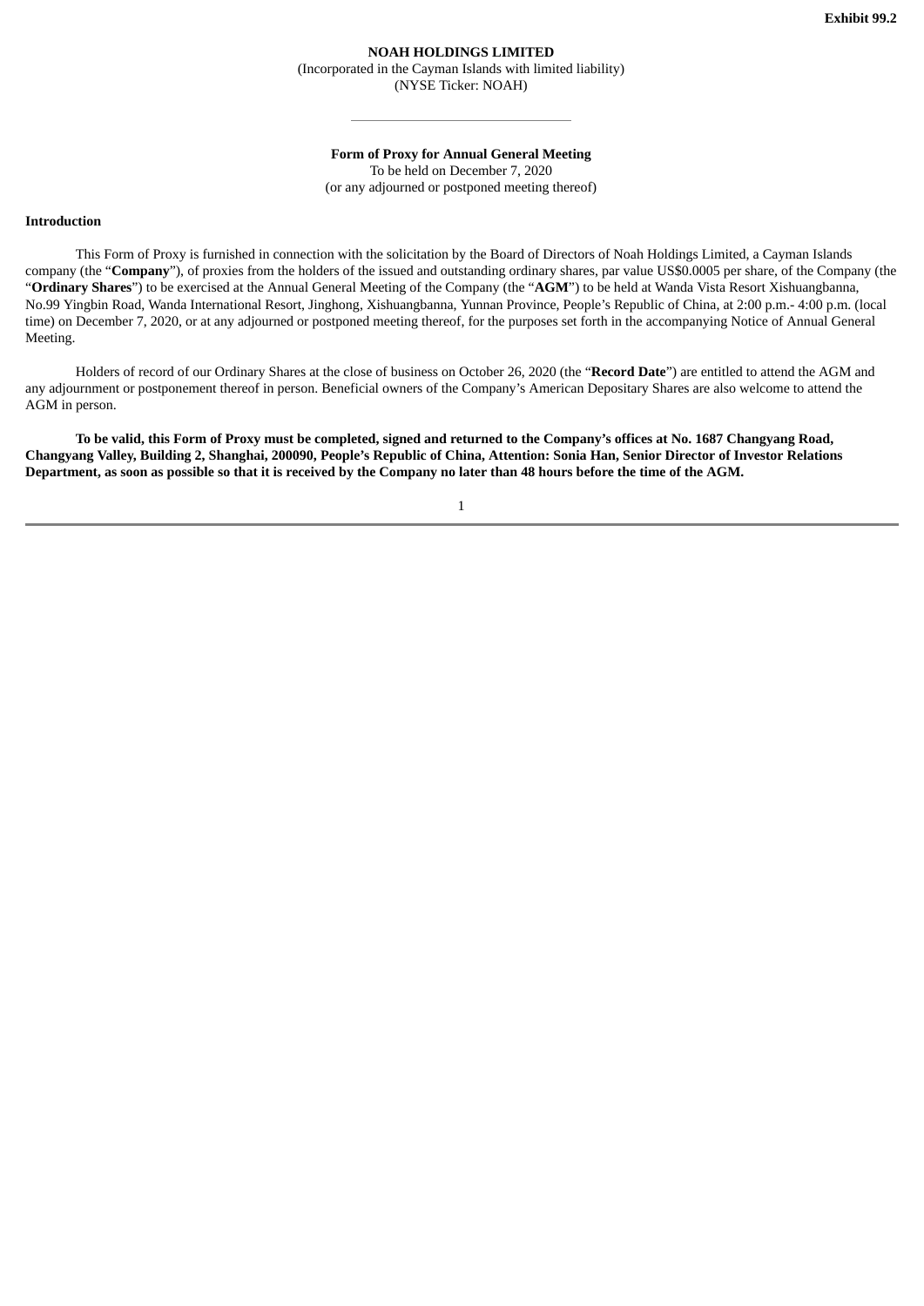**Exhibit 99.2**

**NOAH HOLDINGS LIMITED**
(Incorporated in the Cayman Islands with limited liability)
(NYSE Ticker: NOAH)

---

**Form of Proxy for Annual General Meeting**
To be held on December 7, 2020
(or any adjourned or postponed meeting thereof)

**Introduction**

This Form of Proxy is furnished in connection with the solicitation by the Board of Directors of Noah Holdings Limited, a Cayman Islands company (the "**Company**"), of proxies from the holders of the issued and outstanding ordinary shares, par value US$0.0005 per share, of the Company (the "**Ordinary Shares**") to be exercised at the Annual General Meeting of the Company (the "**AGM**") to be held at Wanda Vista Resort Xishuangbanna, No.99 Yingbin Road, Wanda International Resort, Jinghong, Xishuangbanna, Yunnan Province, People's Republic of China, at 2:00 p.m.- 4:00 p.m. (local time) on December 7, 2020, or at any adjourned or postponed meeting thereof, for the purposes set forth in the accompanying Notice of Annual General Meeting.

Holders of record of our Ordinary Shares at the close of business on October 26, 2020 (the "**Record Date**") are entitled to attend the AGM and any adjournment or postponement thereof in person. Beneficial owners of the Company's American Depositary Shares are also welcome to attend the AGM in person.

**To be valid, this Form of Proxy must be completed, signed and returned to the Company's offices at No. 1687 Changyang Road, Changyang Valley, Building 2, Shanghai, 200090, People's Republic of China, Attention: Sonia Han, Senior Director of Investor Relations Department, as soon as possible so that it is received by the Company no later than 48 hours before the time of the AGM.**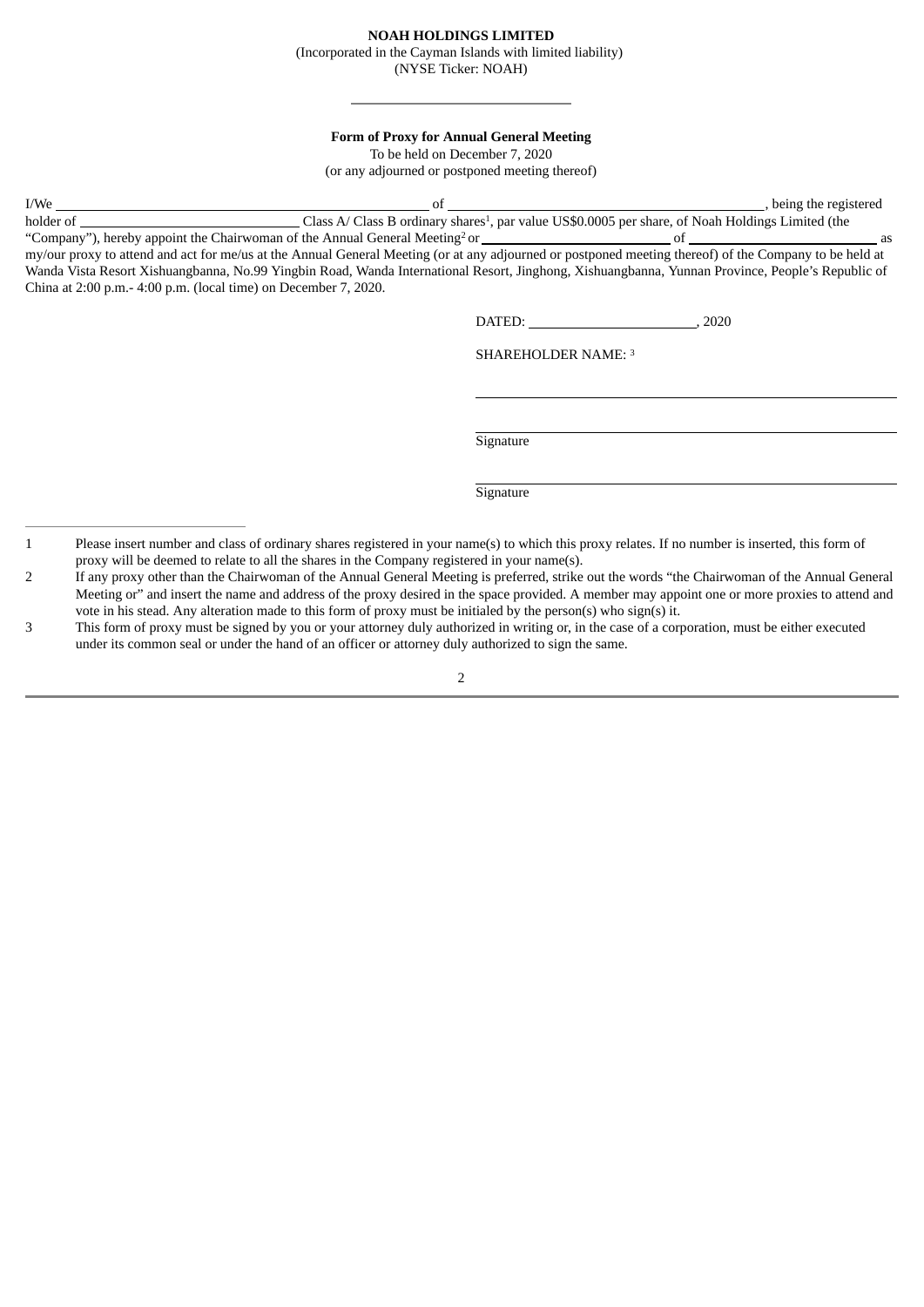**NOAH HOLDINGS LIMITED**

(Incorporated in the Cayman Islands with limited liability)

(NYSE Ticker: NOAH)

---

**Form of Proxy for Annual General Meeting**

To be held on December 7, 2020

(or any adjourned or postponed meeting thereof)

I/We \_\_\_\_\_\_\_\_\_\_\_\_\_\_\_\_\_\_\_\_\_\_\_\_\_\_\_\_ of \_\_\_\_\_\_\_\_\_\_\_\_\_\_\_\_\_\_\_\_\_\_\_\_\_\_\_\_, being the registered holder of \_\_\_\_\_\_\_\_\_\_\_\_\_\_\_\_\_\_ Class A/ Class B ordinary shares[1], par value US$0.0005 per share, of Noah Holdings Limited (the "Company"), hereby appoint the Chairwoman of the Annual General Meeting[2] or \_\_\_\_\_\_\_\_\_\_\_\_\_\_\_\_\_\_ of \_\_\_\_\_\_\_\_\_\_\_\_\_\_\_\_\_\_ as my/our proxy to attend and act for me/us at the Annual General Meeting (or at any adjourned or postponed meeting thereof) of the Company to be held at Wanda Vista Resort Xishuangbanna, No.99 Yingbin Road, Wanda International Resort, Jinghong, Xishuangbanna, Yunnan Province, People's Republic of China at 2:00 p.m.- 4:00 p.m. (local time) on December 7, 2020.

DATED: \_\_\_\_\_\_\_\_\_\_\_\_\_\_\_\_\_\_, 2020

SHAREHOLDER NAME: [3]

\_\_\_\_\_\_\_\_\_\_\_\_\_\_\_\_\_\_\_\_\_\_\_\_\_\_\_\_

\_\_\_\_\_\_\_\_\_\_\_\_\_\_\_\_\_\_\_\_\_\_\_\_\_\_\_\_

Signature

\_\_\_\_\_\_\_\_\_\_\_\_\_\_\_\_\_\_\_\_\_\_\_\_\_\_\_\_

Signature

---

1. Please insert number and class of ordinary shares registered in your name(s) to which this proxy relates. If no number is inserted, this form of proxy will be deemed to relate to all the shares in the Company registered in your name(s).
2. If any proxy other than the Chairwoman of the Annual General Meeting is preferred, strike out the words "the Chairwoman of the Annual General Meeting or" and insert the name and address of the proxy desired in the space provided. A member may appoint one or more proxies to attend and vote in his stead. Any alteration made to this form of proxy must be initialed by the person(s) who sign(s) it.
3. This form of proxy must be signed by you or your attorney duly authorized in writing or, in the case of a corporation, must be either executed under its common seal or under the hand of an officer or attorney duly authorized to sign the same.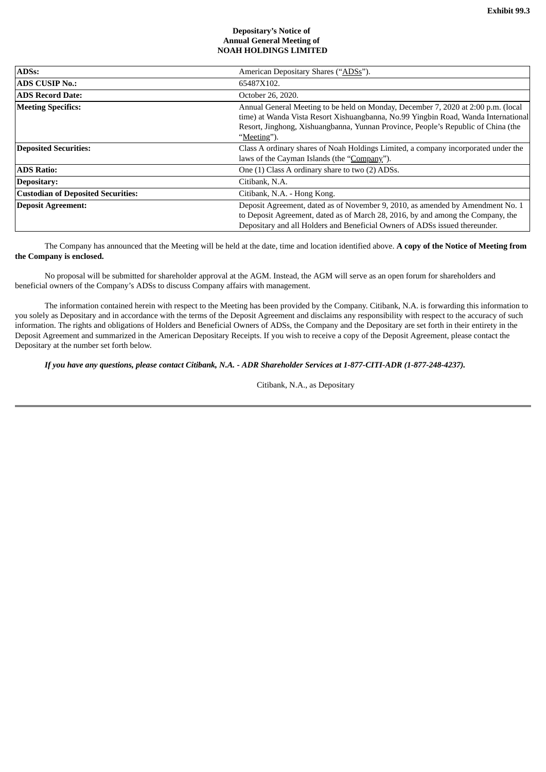Exhibit 99.3

**Depositary's Notice of**
**Annual General Meeting of**
**NOAH HOLDINGS LIMITED**

| **ADSs:** | American Depositary Shares ("ADSs"). |
|---|---|
| **ADS CUSIP No.:** | 65487X102. |
| **ADS Record Date:** | October 26, 2020. |
| **Meeting Specifics:** | Annual General Meeting to be held on Monday, December 7, 2020 at 2:00 p.m. (local time) at Wanda Vista Resort Xishuangbanna, No.99 Yingbin Road, Wanda International Resort, Jinghong, Xishuangbanna, Yunnan Province, People's Republic of China (the "Meeting"). |
| **Deposited Securities:** | Class A ordinary shares of Noah Holdings Limited, a company incorporated under the laws of the Cayman Islands (the "Company"). |
| **ADS Ratio:** | One (1) Class A ordinary share to two (2) ADSs. |
| **Depositary:** | Citibank, N.A. |
| **Custodian of Deposited Securities:** | Citibank, N.A. - Hong Kong. |
| **Deposit Agreement:** | Deposit Agreement, dated as of November 9, 2010, as amended by Amendment No. 1 to Deposit Agreement, dated as of March 28, 2016, by and among the Company, the Depositary and all Holders and Beneficial Owners of ADSs issued thereunder. |

The Company has announced that the Meeting will be held at the date, time and location identified above. **A copy of the Notice of Meeting from the Company is enclosed.**

No proposal will be submitted for shareholder approval at the AGM. Instead, the AGM will serve as an open forum for shareholders and beneficial owners of the Company's ADSs to discuss Company affairs with management.

The information contained herein with respect to the Meeting has been provided by the Company. Citibank, N.A. is forwarding this information to you solely as Depositary and in accordance with the terms of the Deposit Agreement and disclaims any responsibility with respect to the accuracy of such information. The rights and obligations of Holders and Beneficial Owners of ADSs, the Company and the Depositary are set forth in their entirety in the Deposit Agreement and summarized in the American Depositary Receipts. If you wish to receive a copy of the Deposit Agreement, please contact the Depositary at the number set forth below.

***If you have any questions, please contact Citibank, N.A. - ADR Shareholder Services at 1-877-CITI-ADR (1-877-248-4237).***

Citibank, N.A., as Depositary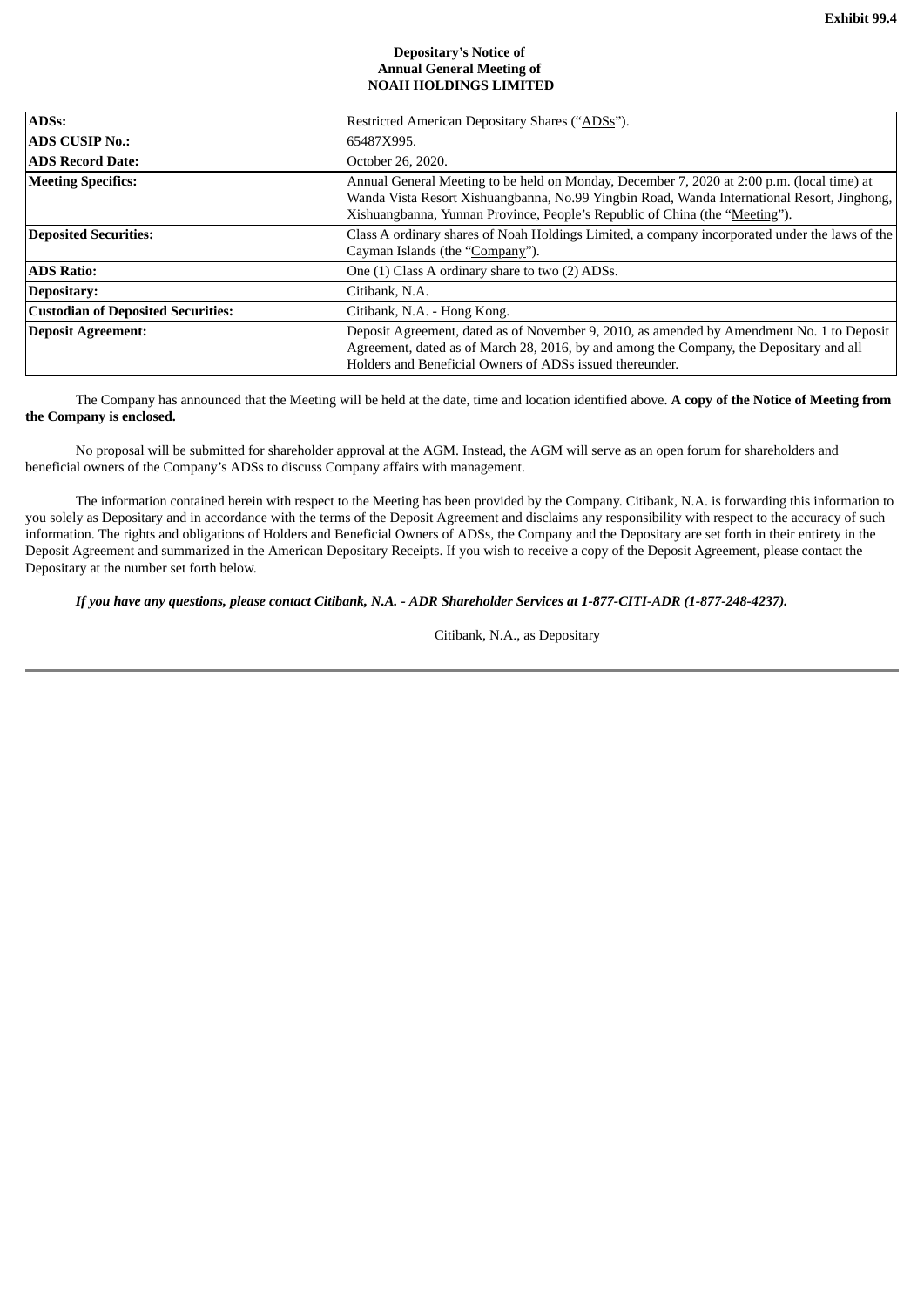**Exhibit 99.4**

**Depositary's Notice of**
**Annual General Meeting of**
**NOAH HOLDINGS LIMITED**

| | |
|---|---|
| **ADSs:** | Restricted American Depositary Shares ("ADSs"). |
| **ADS CUSIP No.:** | 65487X995. |
| **ADS Record Date:** | October 26, 2020. |
| **Meeting Specifics:** | Annual General Meeting to be held on Monday, December 7, 2020 at 2:00 p.m. (local time) at Wanda Vista Resort Xishuangbanna, No.99 Yingbin Road, Wanda International Resort, Jinghong, Xishuangbanna, Yunnan Province, People's Republic of China (the "Meeting"). |
| **Deposited Securities:** | Class A ordinary shares of Noah Holdings Limited, a company incorporated under the laws of the Cayman Islands (the "Company"). |
| **ADS Ratio:** | One (1) Class A ordinary share to two (2) ADSs. |
| **Depositary:** | Citibank, N.A. |
| **Custodian of Deposited Securities:** | Citibank, N.A. - Hong Kong. |
| **Deposit Agreement:** | Deposit Agreement, dated as of November 9, 2010, as amended by Amendment No. 1 to Deposit Agreement, dated as of March 28, 2016, by and among the Company, the Depositary and all Holders and Beneficial Owners of ADSs issued thereunder. |

The Company has announced that the Meeting will be held at the date, time and location identified above. **A copy of the Notice of Meeting from the Company is enclosed.**

No proposal will be submitted for shareholder approval at the AGM. Instead, the AGM will serve as an open forum for shareholders and beneficial owners of the Company's ADSs to discuss Company affairs with management.

The information contained herein with respect to the Meeting has been provided by the Company. Citibank, N.A. is forwarding this information to you solely as Depositary and in accordance with the terms of the Deposit Agreement and disclaims any responsibility with respect to the accuracy of such information. The rights and obligations of Holders and Beneficial Owners of ADSs, the Company and the Depositary are set forth in their entirety in the Deposit Agreement and summarized in the American Depositary Receipts. If you wish to receive a copy of the Deposit Agreement, please contact the Depositary at the number set forth below.

***If you have any questions, please contact Citibank, N.A. - ADR Shareholder Services at 1-877-CITI-ADR (1-877-248-4237).***

Citibank, N.A., as Depositary